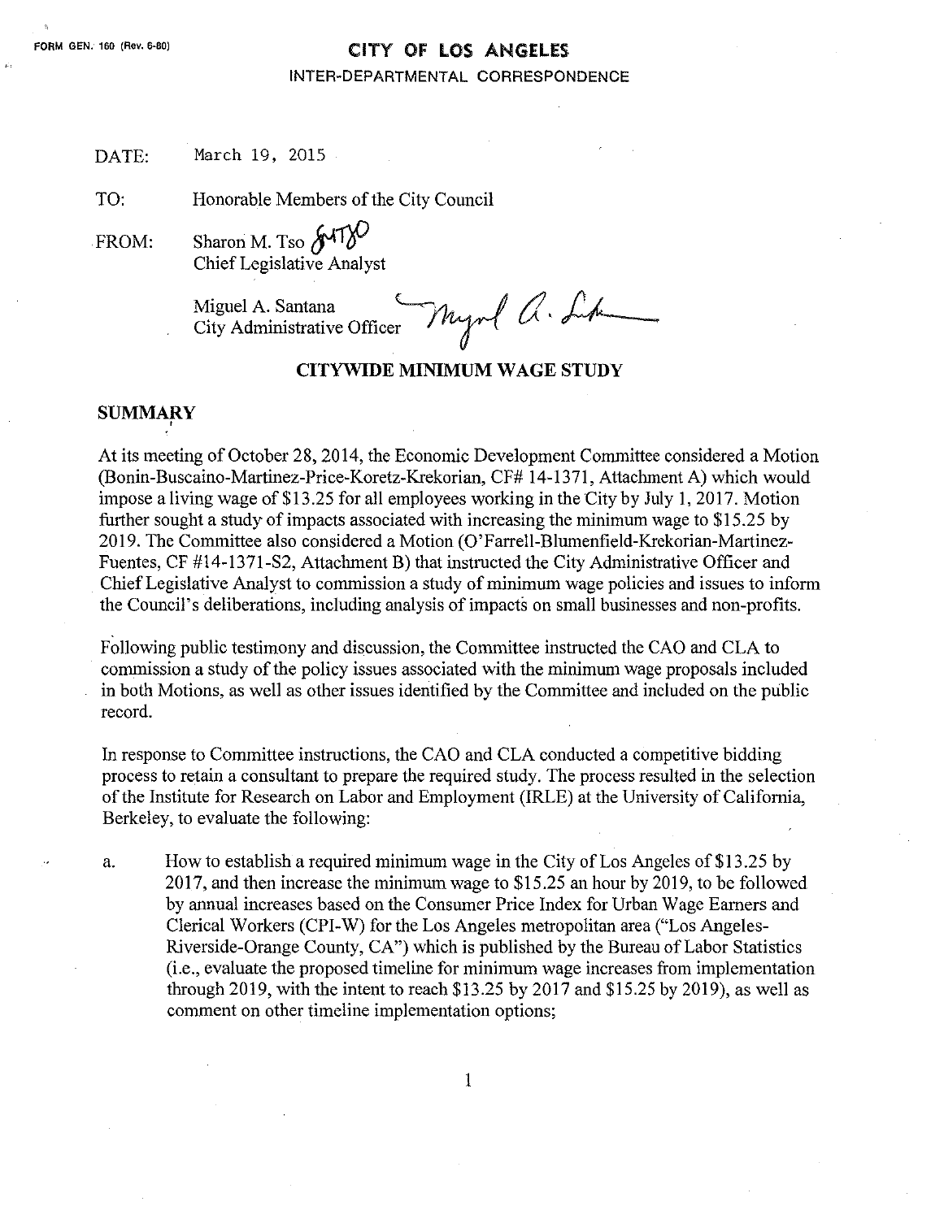FORM GEN. 160 (Rev. 6-80)

**CITY OF LOS ANGELES**

INTER-DEPARTMENTAL CORRESPONDENCE

DATE: March 19, 2015

TO: Honorable Members of the City Council

FROM: Sharon M. Tso
Chief Legislative Analyst

Miguel A. Santana
City Administrative Officer

## CITYWIDE MINIMUM WAGE STUDY

### SUMMARY

At its meeting of October 28, 2014, the Economic Development Committee considered a Motion (Bonin-Buscaino-Martinez-Price-Koretz-Krekorian, CF# 14-1371, Attachment A) which would impose a living wage of $13.25 for all employees working in the City by July 1, 2017. Motion further sought a study of impacts associated with increasing the minimum wage to $15.25 by 2019. The Committee also considered a Motion (O'Farrell-Blumenfield-Krekorian-Martinez-Fuentes, CF #14-1371-S2, Attachment B) that instructed the City Administrative Officer and Chief Legislative Analyst to commission a study of minimum wage policies and issues to inform the Council's deliberations, including analysis of impacts on small businesses and non-profits.

Following public testimony and discussion, the Committee instructed the CAO and CLA to commission a study of the policy issues associated with the minimum wage proposals included in both Motions, as well as other issues identified by the Committee and included on the public record.

In response to Committee instructions, the CAO and CLA conducted a competitive bidding process to retain a consultant to prepare the required study. The process resulted in the selection of the Institute for Research on Labor and Employment (IRLE) at the University of California, Berkeley, to evaluate the following:

a. How to establish a required minimum wage in the City of Los Angeles of $13.25 by 2017, and then increase the minimum wage to $15.25 an hour by 2019, to be followed by annual increases based on the Consumer Price Index for Urban Wage Earners and Clerical Workers (CPI-W) for the Los Angeles metropolitan area ("Los Angeles-Riverside-Orange County, CA") which is published by the Bureau of Labor Statistics (i.e., evaluate the proposed timeline for minimum wage increases from implementation through 2019, with the intent to reach $13.25 by 2017 and $15.25 by 2019), as well as comment on other timeline implementation options;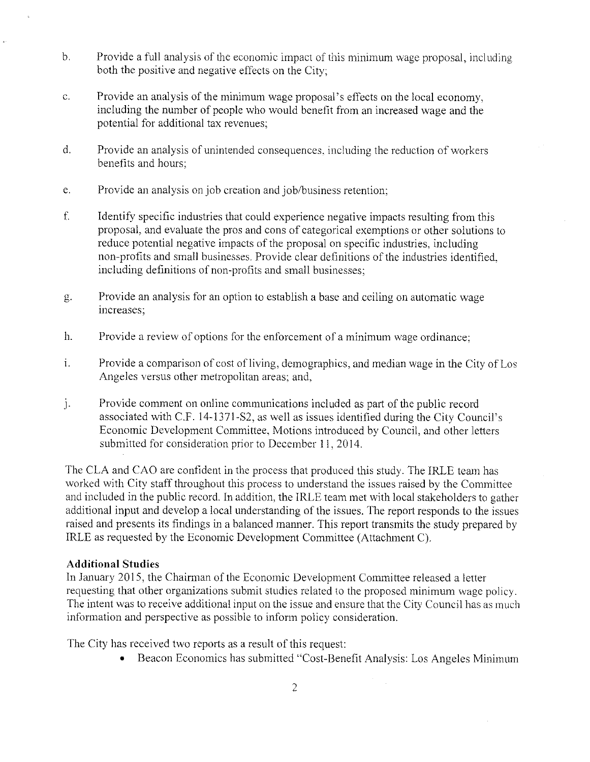b. Provide a full analysis of the economic impact of this minimum wage proposal, including both the positive and negative effects on the City;

c. Provide an analysis of the minimum wage proposal's effects on the local economy, including the number of people who would benefit from an increased wage and the potential for additional tax revenues;

d. Provide an analysis of unintended consequences, including the reduction of workers benefits and hours;

e. Provide an analysis on job creation and job/business retention;

f. Identify specific industries that could experience negative impacts resulting from this proposal, and evaluate the pros and cons of categorical exemptions or other solutions to reduce potential negative impacts of the proposal on specific industries, including non-profits and small businesses. Provide clear definitions of the industries identified, including definitions of non-profits and small businesses;

g. Provide an analysis for an option to establish a base and ceiling on automatic wage increases;

h. Provide a review of options for the enforcement of a minimum wage ordinance;

i. Provide a comparison of cost of living, demographics, and median wage in the City of Los Angeles versus other metropolitan areas; and,

j. Provide comment on online communications included as part of the public record associated with C.F. 14-1371-S2, as well as issues identified during the City Council's Economic Development Committee, Motions introduced by Council, and other letters submitted for consideration prior to December 11, 2014.

The CLA and CAO are confident in the process that produced this study. The IRLE team has worked with City staff throughout this process to understand the issues raised by the Committee and included in the public record. In addition, the IRLE team met with local stakeholders to gather additional input and develop a local understanding of the issues. The report responds to the issues raised and presents its findings in a balanced manner. This report transmits the study prepared by IRLE as requested by the Economic Development Committee (Attachment C).

**Additional Studies**

In January 2015, the Chairman of the Economic Development Committee released a letter requesting that other organizations submit studies related to the proposed minimum wage policy. The intent was to receive additional input on the issue and ensure that the City Council has as much information and perspective as possible to inform policy consideration.

The City has received two reports as a result of this request:

- Beacon Economics has submitted "Cost-Benefit Analysis: Los Angeles Minimum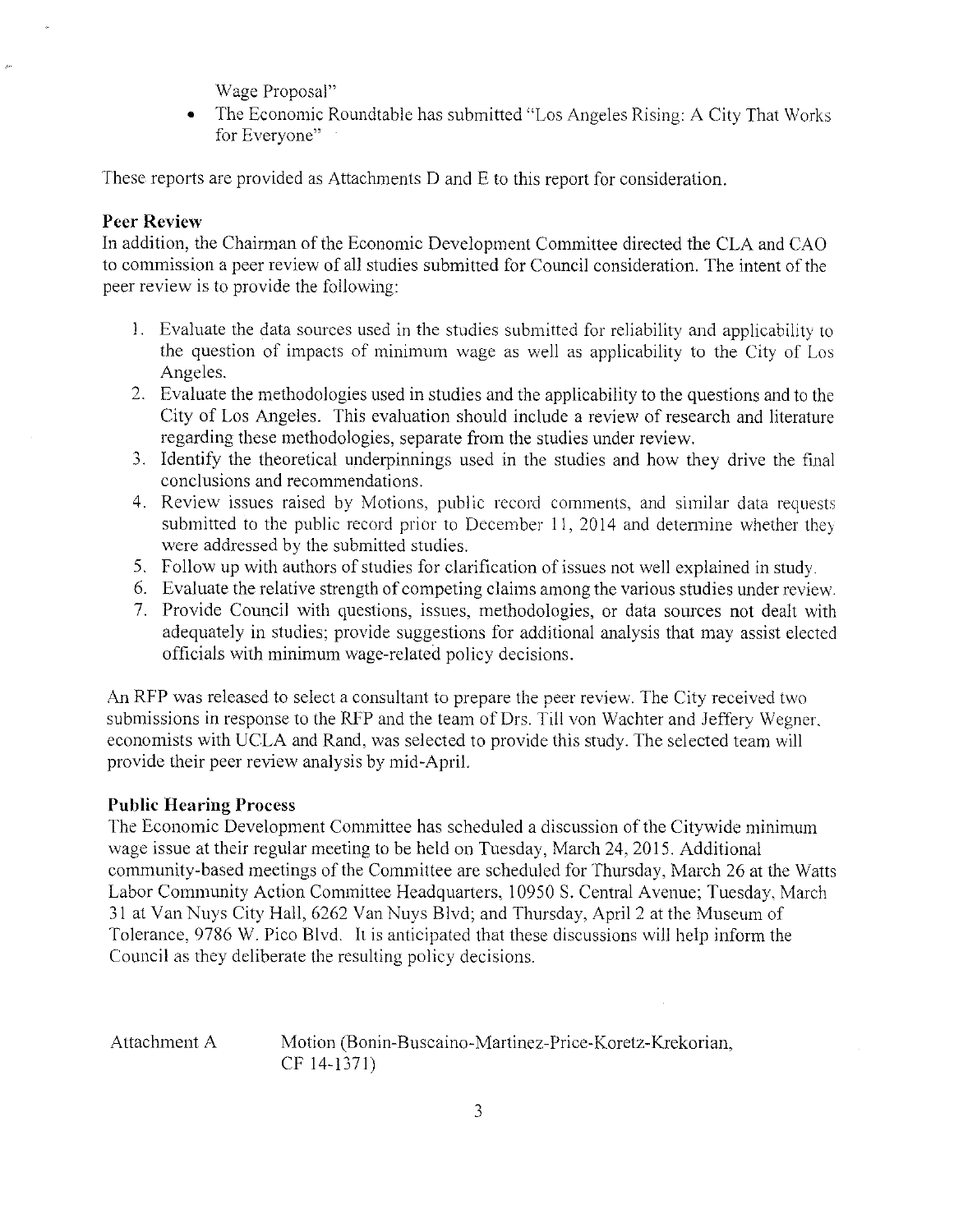Wage Proposal"

- The Economic Roundtable has submitted "Los Angeles Rising: A City That Works for Everyone"

These reports are provided as Attachments D and E to this report for consideration.

**Peer Review**

In addition, the Chairman of the Economic Development Committee directed the CLA and CAO to commission a peer review of all studies submitted for Council consideration. The intent of the peer review is to provide the following:

1. Evaluate the data sources used in the studies submitted for reliability and applicability to the question of impacts of minimum wage as well as applicability to the City of Los Angeles.
2. Evaluate the methodologies used in studies and the applicability to the questions and to the City of Los Angeles. This evaluation should include a review of research and literature regarding these methodologies, separate from the studies under review.
3. Identify the theoretical underpinnings used in the studies and how they drive the final conclusions and recommendations.
4. Review issues raised by Motions, public record comments, and similar data requests submitted to the public record prior to December 11, 2014 and determine whether they were addressed by the submitted studies.
5. Follow up with authors of studies for clarification of issues not well explained in study.
6. Evaluate the relative strength of competing claims among the various studies under review.
7. Provide Council with questions, issues, methodologies, or data sources not dealt with adequately in studies; provide suggestions for additional analysis that may assist elected officials with minimum wage-related policy decisions.

An RFP was released to select a consultant to prepare the peer review. The City received two submissions in response to the RFP and the team of Drs. Till von Wachter and Jeffery Wegner, economists with UCLA and Rand, was selected to provide this study. The selected team will provide their peer review analysis by mid-April.

**Public Hearing Process**

The Economic Development Committee has scheduled a discussion of the Citywide minimum wage issue at their regular meeting to be held on Tuesday, March 24, 2015. Additional community-based meetings of the Committee are scheduled for Thursday, March 26 at the Watts Labor Community Action Committee Headquarters, 10950 S. Central Avenue; Tuesday, March 31 at Van Nuys City Hall, 6262 Van Nuys Blvd; and Thursday, April 2 at the Museum of Tolerance, 9786 W. Pico Blvd. It is anticipated that these discussions will help inform the Council as they deliberate the resulting policy decisions.

Attachment A Motion (Bonin-Buscaino-Martinez-Price-Koretz-Krekorian, CF 14-1371)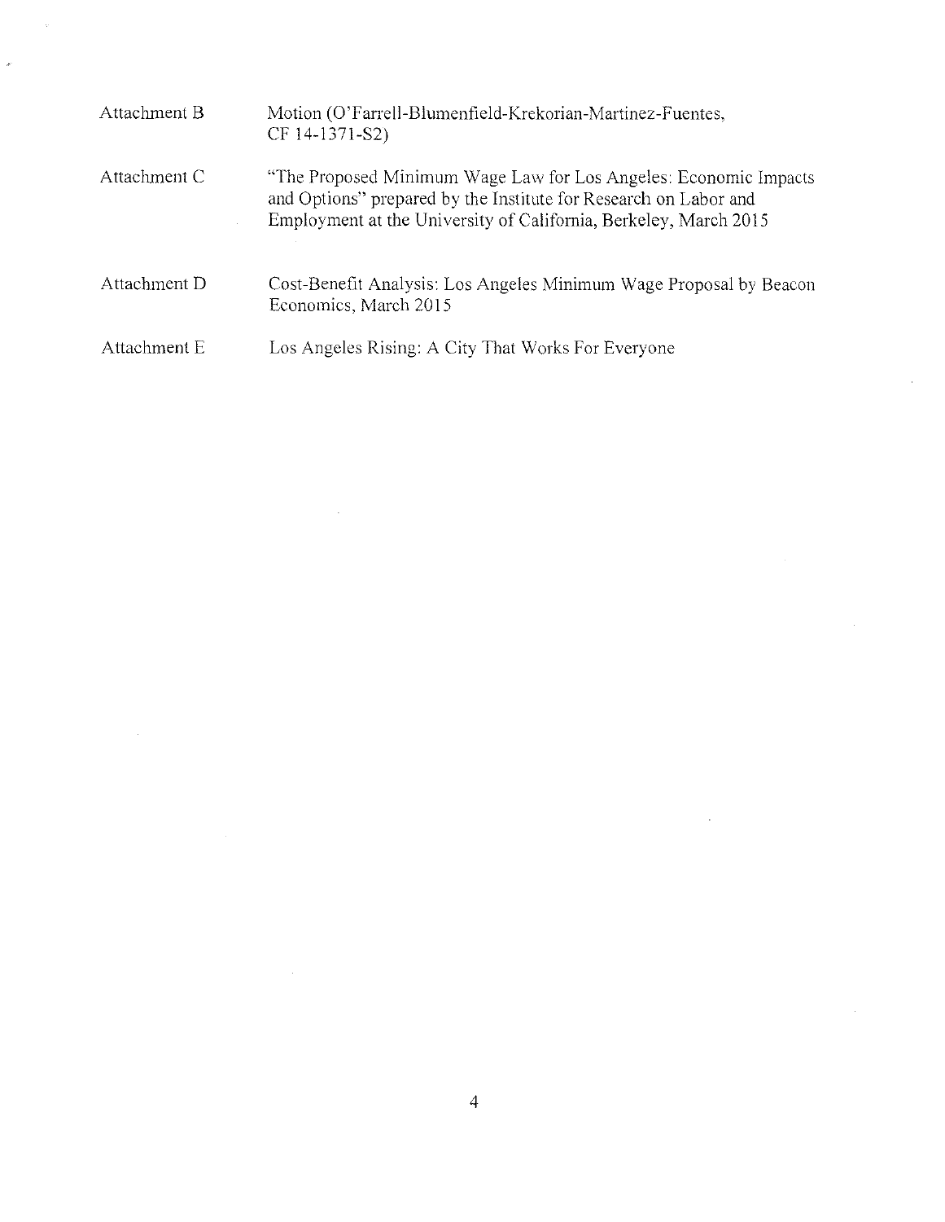| | |
|---|---|
| Attachment B | Motion (O'Farrell-Blumenfield-Krekorian-Martinez-Fuentes, CF 14-1371-S2) |
| Attachment C | "The Proposed Minimum Wage Law for Los Angeles: Economic Impacts and Options" prepared by the Institute for Research on Labor and Employment at the University of California, Berkeley, March 2015 |
| Attachment D | Cost-Benefit Analysis: Los Angeles Minimum Wage Proposal by Beacon Economics, March 2015 |
| Attachment E | Los Angeles Rising: A City That Works For Everyone |